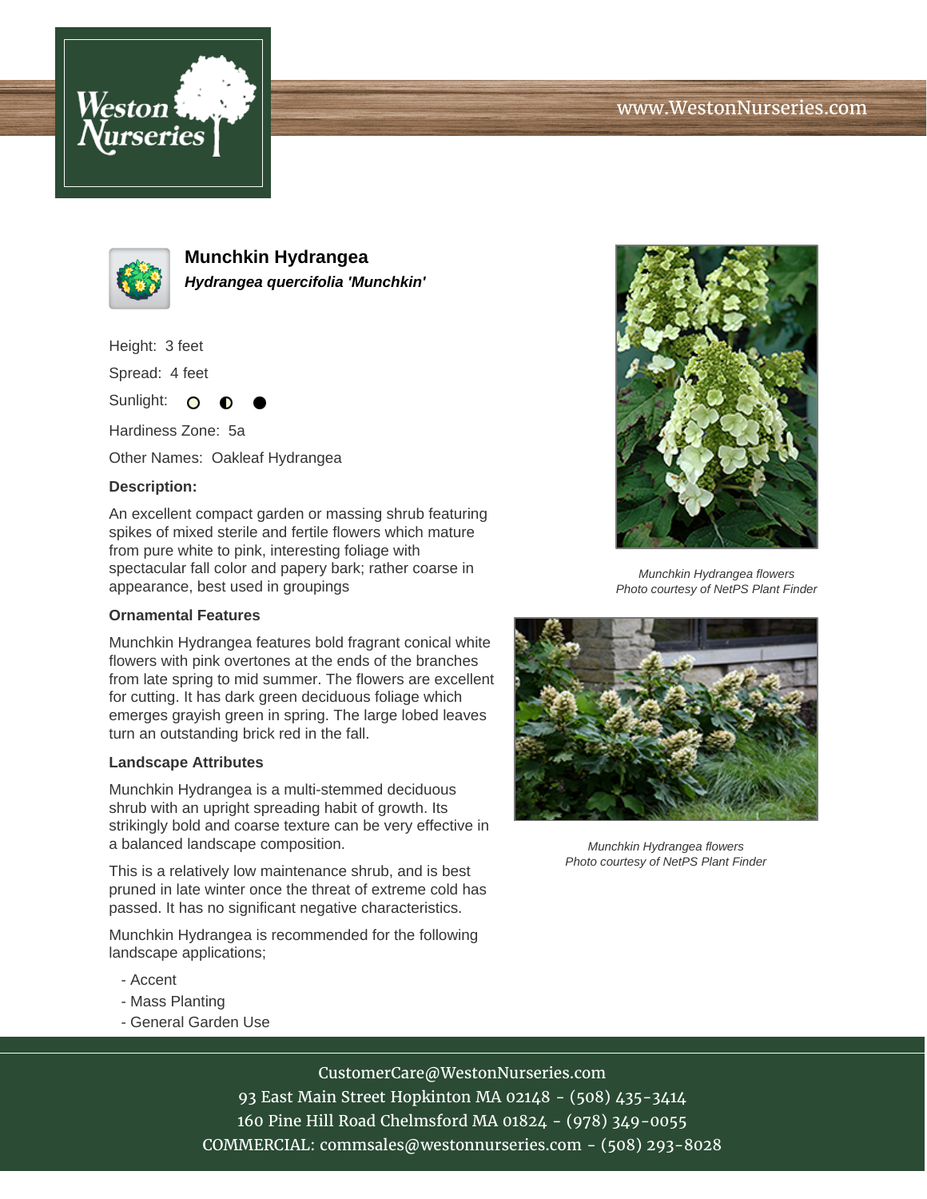# Munchkin Hydrangea

***Hydrangea quercifolia 'Munchkin'***

Height: 3 feet

Spread: 4 feet

Sunlight: ○ ◐ ●

Hardiness Zone: 5a

Other Names: Oakleaf Hydrangea

**Description:**

An excellent compact garden or massing shrub featuring spikes of mixed sterile and fertile flowers which mature from pure white to pink, interesting foliage with spectacular fall color and papery bark; rather coarse in appearance, best used in groupings

## Ornamental Features

Munchkin Hydrangea features bold fragrant conical white flowers with pink overtones at the ends of the branches from late spring to mid summer. The flowers are excellent for cutting. It has dark green deciduous foliage which emerges grayish green in spring. The large lobed leaves turn an outstanding brick red in the fall.

## Landscape Attributes

Munchkin Hydrangea is a multi-stemmed deciduous shrub with an upright spreading habit of growth. Its strikingly bold and coarse texture can be very effective in a balanced landscape composition.

This is a relatively low maintenance shrub, and is best pruned in late winter once the threat of extreme cold has passed. It has no significant negative characteristics.

Munchkin Hydrangea is recommended for the following landscape applications;

- Accent
- Mass Planting
- General Garden Use

*Munchkin Hydrangea flowers*
*Photo courtesy of NetPS Plant Finder*

*Munchkin Hydrangea flowers*
*Photo courtesy of NetPS Plant Finder*

CustomerCare@WestonNurseries.com
93 East Main Street Hopkinton MA 02148 - (508) 435-3414
160 Pine Hill Road Chelmsford MA 01824 - (978) 349-0055
COMMERCIAL: commsales@westonnurseries.com - (508) 293-8028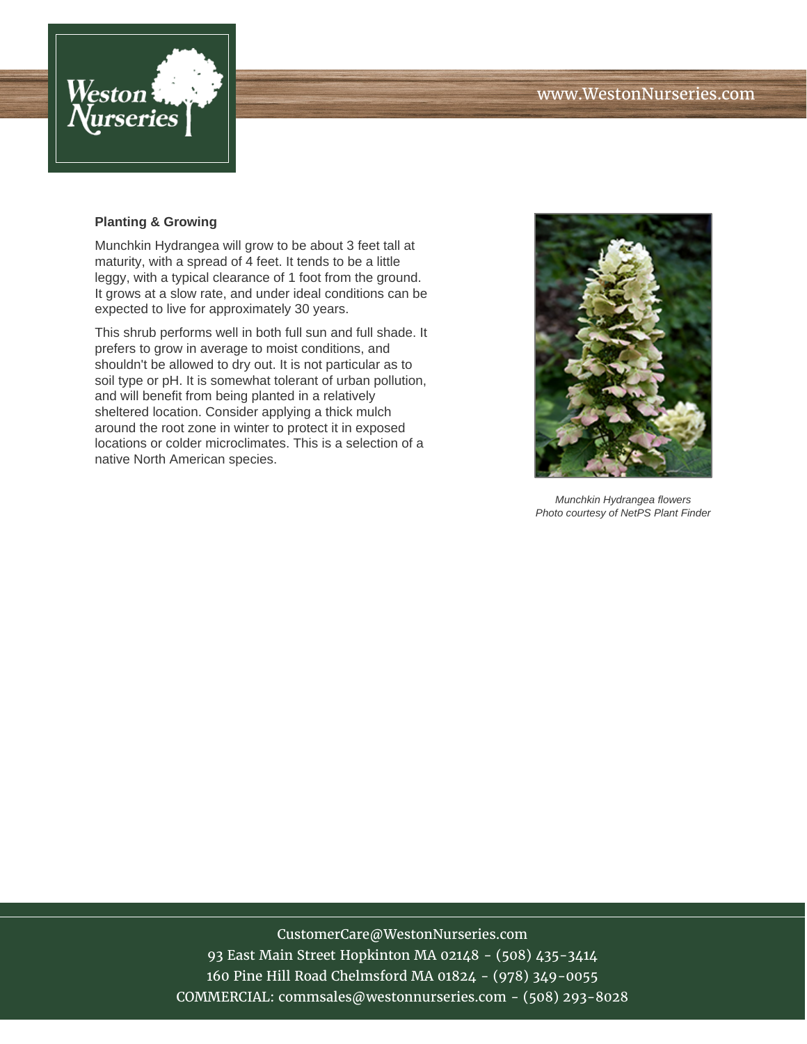**Planting & Growing**

Munchkin Hydrangea will grow to be about 3 feet tall at maturity, with a spread of 4 feet. It tends to be a little leggy, with a typical clearance of 1 foot from the ground. It grows at a slow rate, and under ideal conditions can be expected to live for approximately 30 years.

This shrub performs well in both full sun and full shade. It prefers to grow in average to moist conditions, and shouldn't be allowed to dry out. It is not particular as to soil type or pH. It is somewhat tolerant of urban pollution, and will benefit from being planted in a relatively sheltered location. Consider applying a thick mulch around the root zone in winter to protect it in exposed locations or colder microclimates. This is a selection of a native North American species.

*Munchkin Hydrangea flowers*
*Photo courtesy of NetPS Plant Finder*